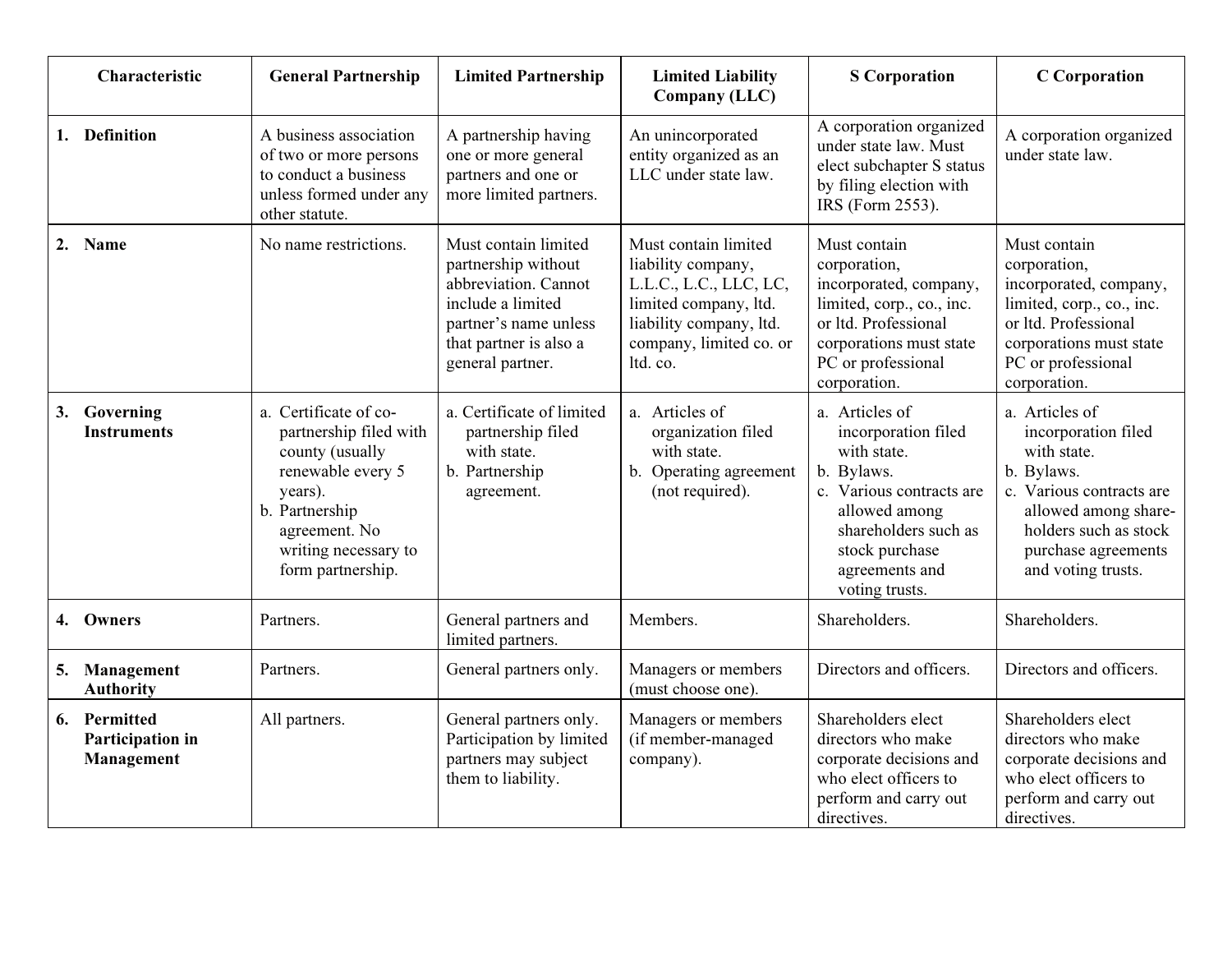| Characteristic | General Partnership | Limited Partnership | Limited Liability Company (LLC) | S Corporation | C Corporation |
|---|---|---|---|---|---|
| **1. Definition** | A business association of two or more persons to conduct a business unless formed under any other statute. | A partnership having one or more general partners and one or more limited partners. | An unincorporated entity organized as an LLC under state law. | A corporation organized under state law. Must elect subchapter S status by filing election with IRS (Form 2553). | A corporation organized under state law. |
| **2. Name** | No name restrictions. | Must contain limited partnership without abbreviation. Cannot include a limited partner's name unless that partner is also a general partner. | Must contain limited liability company, L.L.C., L.C., LLC, LC, limited company, ltd. liability company, ltd. company, limited co. or ltd. co. | Must contain corporation, incorporated, company, limited, corp., co., inc. or ltd. Professional corporations must state PC or professional corporation. | Must contain corporation, incorporated, company, limited, corp., co., inc. or ltd. Professional corporations must state PC or professional corporation. |
| **3. Governing Instruments** | a. Certificate of co-partnership filed with county (usually renewable every 5 years).<br>b. Partnership agreement. No writing necessary to form partnership. | a. Certificate of limited partnership filed with state.<br>b. Partnership agreement. | a. Articles of organization filed with state.<br>b. Operating agreement (not required). | a. Articles of incorporation filed with state.<br>b. Bylaws.<br>c. Various contracts are allowed among shareholders such as stock purchase agreements and voting trusts. | a. Articles of incorporation filed with state.<br>b. Bylaws.<br>c. Various contracts are allowed among share-holders such as stock purchase agreements and voting trusts. |
| **4. Owners** | Partners. | General partners and limited partners. | Members. | Shareholders. | Shareholders. |
| **5. Management Authority** | Partners. | General partners only. | Managers or members (must choose one). | Directors and officers. | Directors and officers. |
| **6. Permitted Participation in Management** | All partners. | General partners only. Participation by limited partners may subject them to liability. | Managers or members (if member-managed company). | Shareholders elect directors who make corporate decisions and who elect officers to perform and carry out directives. | Shareholders elect directors who make corporate decisions and who elect officers to perform and carry out directives. |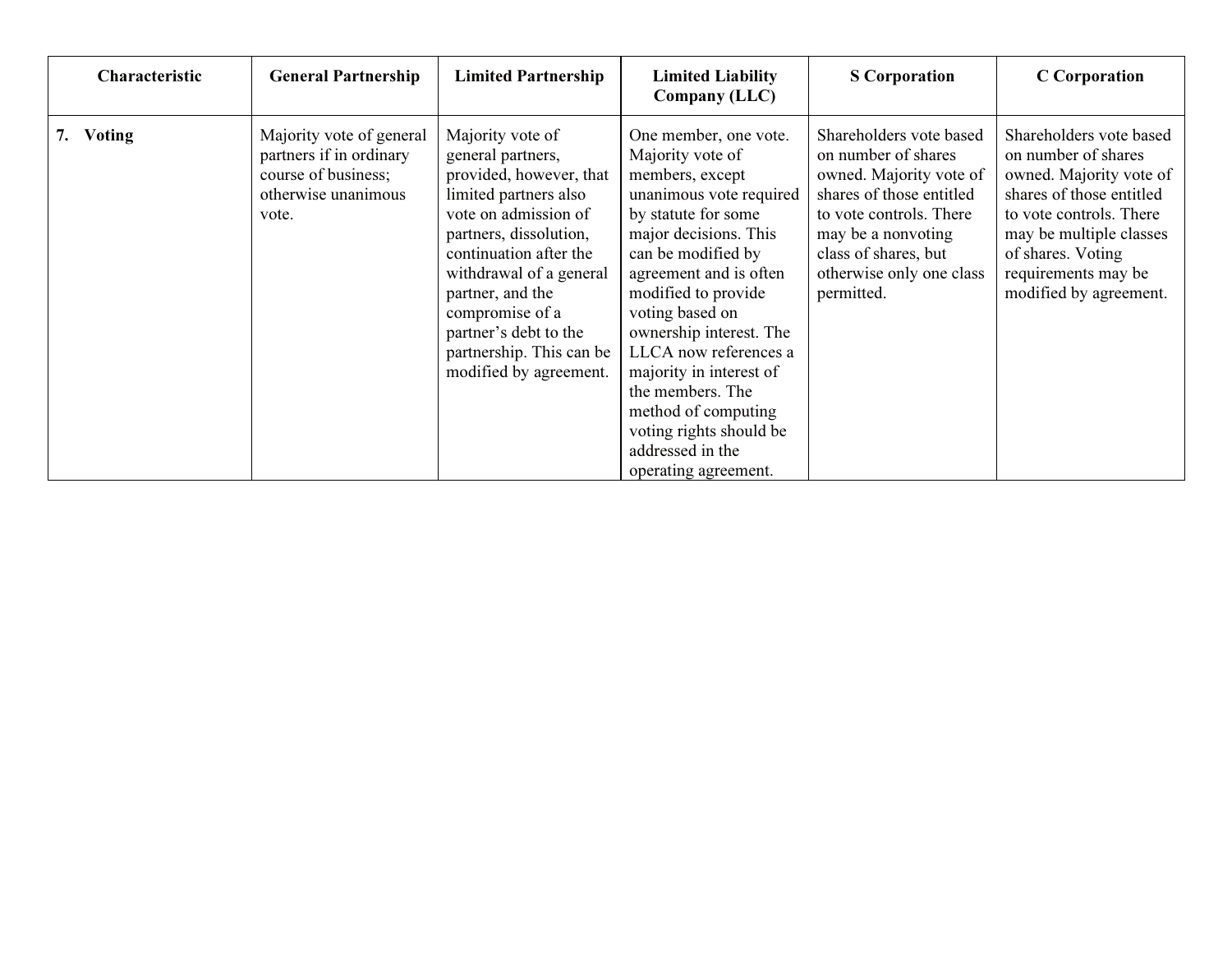| Characteristic | General Partnership | Limited Partnership | Limited Liability Company (LLC) | S Corporation | C Corporation |
|---|---|---|---|---|---|
| **7. Voting** | Majority vote of general partners if in ordinary course of business; otherwise unanimous vote. | Majority vote of general partners, provided, however, that limited partners also vote on admission of partners, dissolution, continuation after the withdrawal of a general partner, and the compromise of a partner's debt to the partnership. This can be modified by agreement. | One member, one vote. Majority vote of members, except unanimous vote required by statute for some major decisions. This can be modified by agreement and is often modified to provide voting based on ownership interest. The LLCA now references a majority in interest of the members. The method of computing voting rights should be addressed in the operating agreement. | Shareholders vote based on number of shares owned. Majority vote of shares of those entitled to vote controls. There may be a nonvoting class of shares, but otherwise only one class permitted. | Shareholders vote based on number of shares owned. Majority vote of shares of those entitled to vote controls. There may be multiple classes of shares. Voting requirements may be modified by agreement. |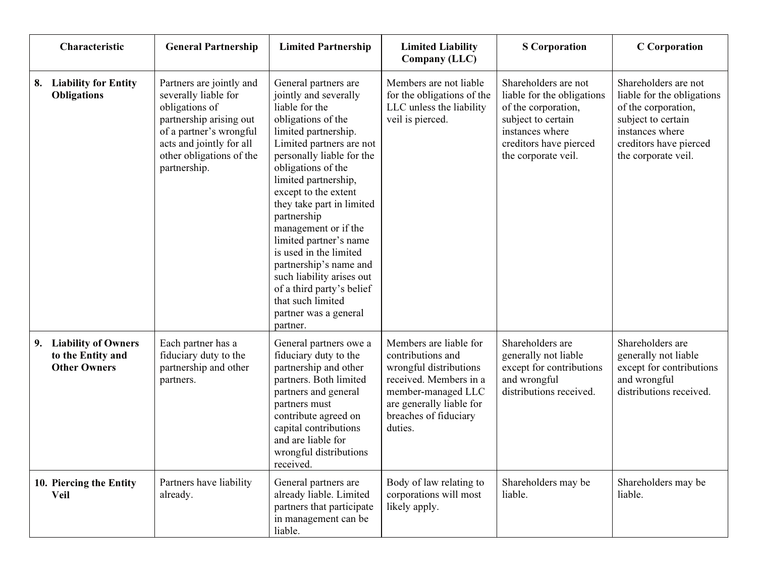| Characteristic | General Partnership | Limited Partnership | Limited Liability Company (LLC) | S Corporation | C Corporation |
|---|---|---|---|---|---|
| **8. Liability for Entity Obligations** | Partners are jointly and severally liable for obligations of partnership arising out of a partner's wrongful acts and jointly for all other obligations of the partnership. | General partners are jointly and severally liable for the obligations of the limited partnership. Limited partners are not personally liable for the obligations of the limited partnership, except to the extent they take part in limited partnership management or if the limited partner's name is used in the limited partnership's name and such liability arises out of a third party's belief that such limited partner was a general partner. | Members are not liable for the obligations of the LLC unless the liability veil is pierced. | Shareholders are not liable for the obligations of the corporation, subject to certain instances where creditors have pierced the corporate veil. | Shareholders are not liable for the obligations of the corporation, subject to certain instances where creditors have pierced the corporate veil. |
| **9. Liability of Owners to the Entity and Other Owners** | Each partner has a fiduciary duty to the partnership and other partners. | General partners owe a fiduciary duty to the partnership and other partners. Both limited partners and general partners must contribute agreed on capital contributions and are liable for wrongful distributions received. | Members are liable for contributions and wrongful distributions received. Members in a member-managed LLC are generally liable for breaches of fiduciary duties. | Shareholders are generally not liable except for contributions and wrongful distributions received. | Shareholders are generally not liable except for contributions and wrongful distributions received. |
| **10. Piercing the Entity Veil** | Partners have liability already. | General partners are already liable. Limited partners that participate in management can be liable. | Body of law relating to corporations will most likely apply. | Shareholders may be liable. | Shareholders may be liable. |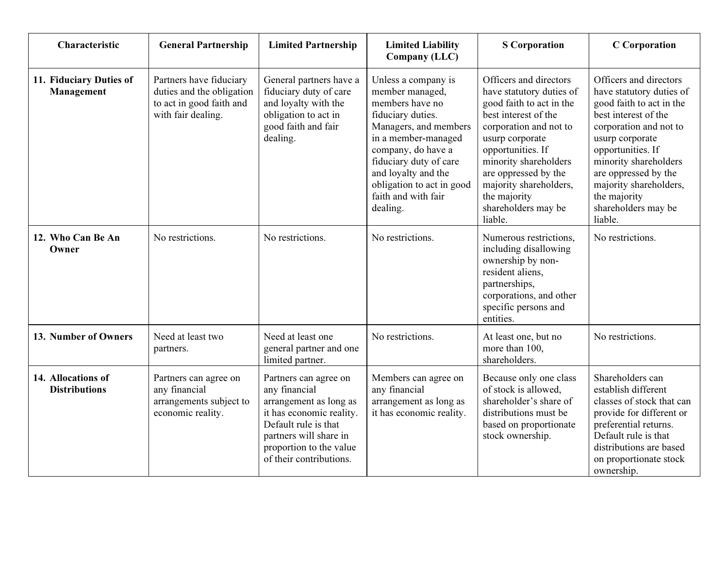| Characteristic | General Partnership | Limited Partnership | Limited Liability Company (LLC) | S Corporation | C Corporation |
|---|---|---|---|---|---|
| **11. Fiduciary Duties of Management** | Partners have fiduciary duties and the obligation to act in good faith and with fair dealing. | General partners have a fiduciary duty of care and loyalty with the obligation to act in good faith and fair dealing. | Unless a company is member managed, members have no fiduciary duties. Managers, and members in a member-managed company, do have a fiduciary duty of care and loyalty and the obligation to act in good faith and with fair dealing. | Officers and directors have statutory duties of good faith to act in the best interest of the corporation and not to usurp corporate opportunities. If minority shareholders are oppressed by the majority shareholders, the majority shareholders may be liable. | Officers and directors have statutory duties of good faith to act in the best interest of the corporation and not to usurp corporate opportunities. If minority shareholders are oppressed by the majority shareholders, the majority shareholders may be liable. |
| **12. Who Can Be An Owner** | No restrictions. | No restrictions. | No restrictions. | Numerous restrictions, including disallowing ownership by non-resident aliens, partnerships, corporations, and other specific persons and entities. | No restrictions. |
| **13. Number of Owners** | Need at least two partners. | Need at least one general partner and one limited partner. | No restrictions. | At least one, but no more than 100, shareholders. | No restrictions. |
| **14. Allocations of Distributions** | Partners can agree on any financial arrangements subject to economic reality. | Partners can agree on any financial arrangement as long as it has economic reality. Default rule is that partners will share in proportion to the value of their contributions. | Members can agree on any financial arrangement as long as it has economic reality. | Because only one class of stock is allowed, shareholder's share of distributions must be based on proportionate stock ownership. | Shareholders can establish different classes of stock that can provide for different or preferential returns. Default rule is that distributions are based on proportionate stock ownership. |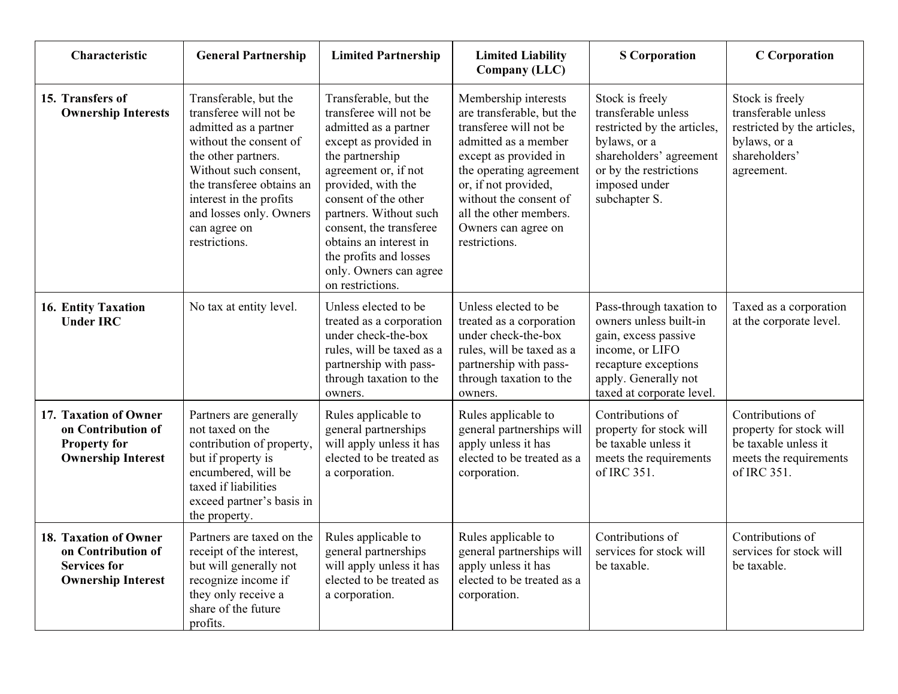| Characteristic | General Partnership | Limited Partnership | Limited Liability Company (LLC) | S Corporation | C Corporation |
|---|---|---|---|---|---|
| **15. Transfers of Ownership Interests** | Transferable, but the transferee will not be admitted as a partner without the consent of the other partners. Without such consent, the transferee obtains an interest in the profits and losses only. Owners can agree on restrictions. | Transferable, but the transferee will not be admitted as a partner except as provided in the partnership agreement or, if not provided, with the consent of the other partners. Without such consent, the transferee obtains an interest in the profits and losses only. Owners can agree on restrictions. | Membership interests are transferable, but the transferee will not be admitted as a member except as provided in the operating agreement or, if not provided, without the consent of all the other members. Owners can agree on restrictions. | Stock is freely transferable unless restricted by the articles, bylaws, or a shareholders' agreement or by the restrictions imposed under subchapter S. | Stock is freely transferable unless restricted by the articles, bylaws, or a shareholders' agreement. |
| **16. Entity Taxation Under IRC** | No tax at entity level. | Unless elected to be treated as a corporation under check-the-box rules, will be taxed as a partnership with pass-through taxation to the owners. | Unless elected to be treated as a corporation under check-the-box rules, will be taxed as a partnership with pass-through taxation to the owners. | Pass-through taxation to owners unless built-in gain, excess passive income, or LIFO recapture exceptions apply. Generally not taxed at corporate level. | Taxed as a corporation at the corporate level. |
| **17. Taxation of Owner on Contribution of Property for Ownership Interest** | Partners are generally not taxed on the contribution of property, but if property is encumbered, will be taxed if liabilities exceed partner's basis in the property. | Rules applicable to general partnerships will apply unless it has elected to be treated as a corporation. | Rules applicable to general partnerships will apply unless it has elected to be treated as a corporation. | Contributions of property for stock will be taxable unless it meets the requirements of IRC 351. | Contributions of property for stock will be taxable unless it meets the requirements of IRC 351. |
| **18. Taxation of Owner on Contribution of Services for Ownership Interest** | Partners are taxed on the receipt of the interest, but will generally not recognize income if they only receive a share of the future profits. | Rules applicable to general partnerships will apply unless it has elected to be treated as a corporation. | Rules applicable to general partnerships will apply unless it has elected to be treated as a corporation. | Contributions of services for stock will be taxable. | Contributions of services for stock will be taxable. |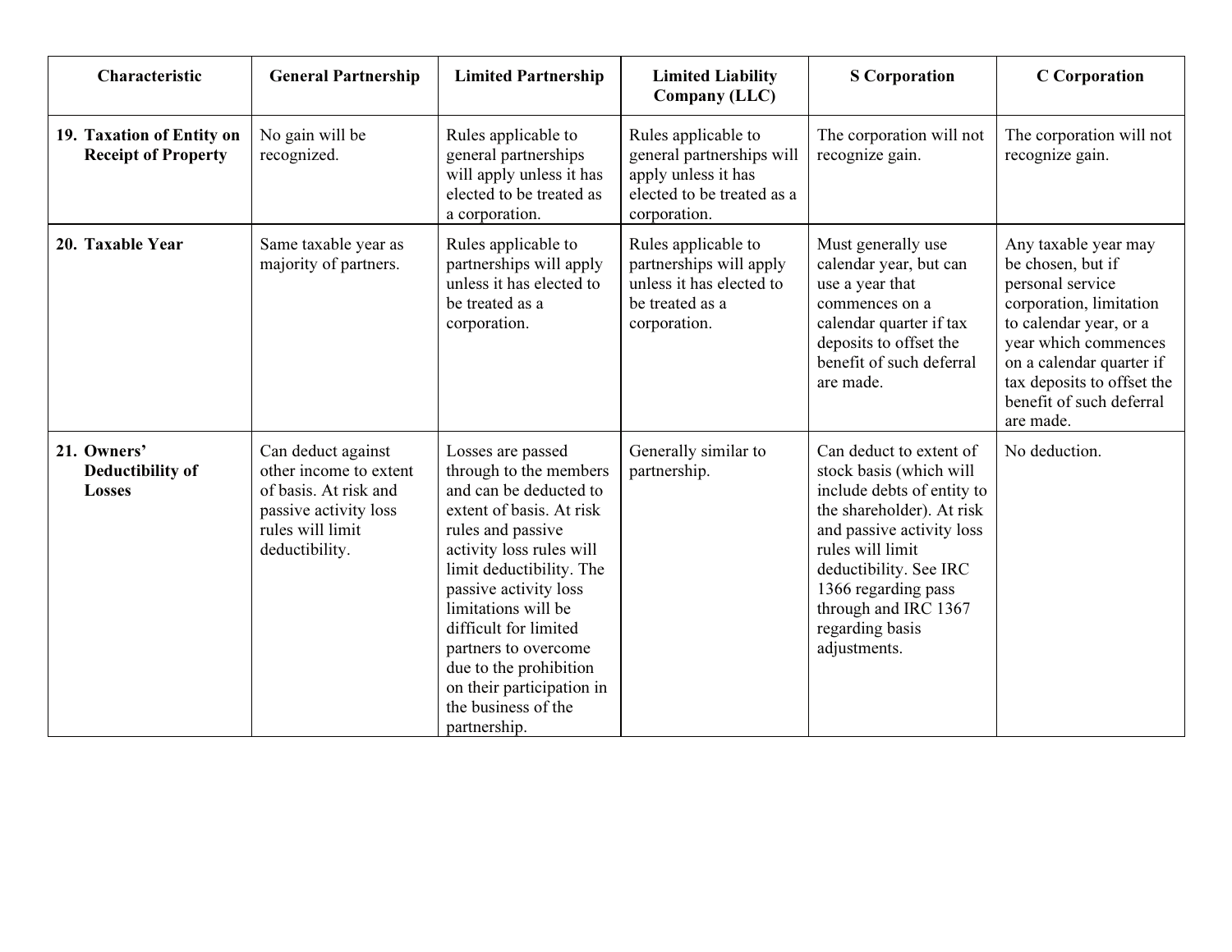| Characteristic | General Partnership | Limited Partnership | Limited Liability Company (LLC) | S Corporation | C Corporation |
|---|---|---|---|---|---|
| **19. Taxation of Entity on Receipt of Property** | No gain will be recognized. | Rules applicable to general partnerships will apply unless it has elected to be treated as a corporation. | Rules applicable to general partnerships will apply unless it has elected to be treated as a corporation. | The corporation will not recognize gain. | The corporation will not recognize gain. |
| **20. Taxable Year** | Same taxable year as majority of partners. | Rules applicable to partnerships will apply unless it has elected to be treated as a corporation. | Rules applicable to partnerships will apply unless it has elected to be treated as a corporation. | Must generally use calendar year, but can use a year that commences on a calendar quarter if tax deposits to offset the benefit of such deferral are made. | Any taxable year may be chosen, but if personal service corporation, limitation to calendar year, or a year which commences on a calendar quarter if tax deposits to offset the benefit of such deferral are made. |
| **21. Owners' Deductibility of Losses** | Can deduct against other income to extent of basis. At risk and passive activity loss rules will limit deductibility. | Losses are passed through to the members and can be deducted to extent of basis. At risk rules and passive activity loss rules will limit deductibility. The passive activity loss limitations will be difficult for limited partners to overcome due to the prohibition on their participation in the business of the partnership. | Generally similar to partnership. | Can deduct to extent of stock basis (which will include debts of entity to the shareholder). At risk and passive activity loss rules will limit deductibility. See IRC 1366 regarding pass through and IRC 1367 regarding basis adjustments. | No deduction. |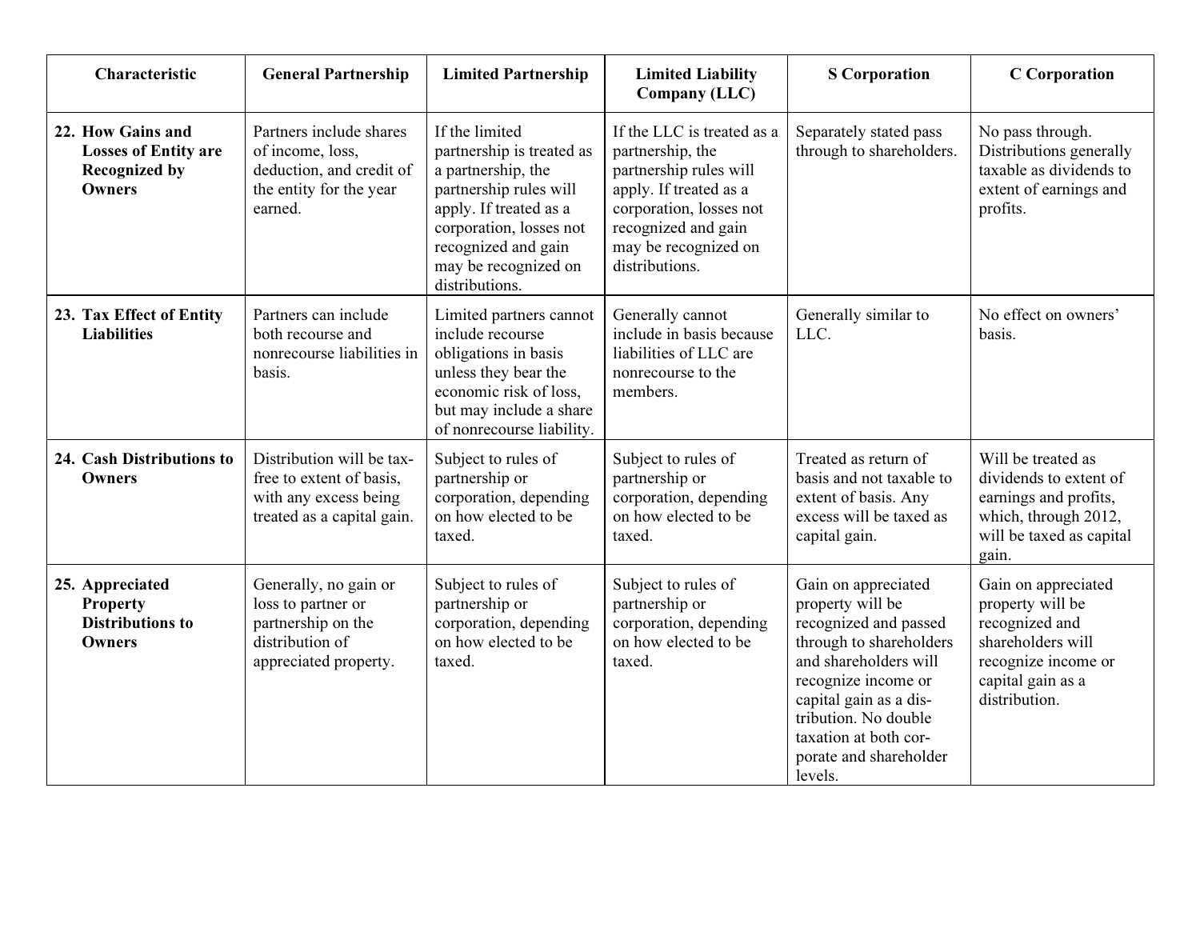| Characteristic | General Partnership | Limited Partnership | Limited Liability Company (LLC) | S Corporation | C Corporation |
|---|---|---|---|---|---|
| **22. How Gains and Losses of Entity are Recognized by Owners** | Partners include shares of income, loss, deduction, and credit of the entity for the year earned. | If the limited partnership is treated as a partnership, the partnership rules will apply. If treated as a corporation, losses not recognized and gain may be recognized on distributions. | If the LLC is treated as a partnership, the partnership rules will apply. If treated as a corporation, losses not recognized and gain may be recognized on distributions. | Separately stated pass through to shareholders. | No pass through. Distributions generally taxable as dividends to extent of earnings and profits. |
| **23. Tax Effect of Entity Liabilities** | Partners can include both recourse and nonrecourse liabilities in basis. | Limited partners cannot include recourse obligations in basis unless they bear the economic risk of loss, but may include a share of nonrecourse liability. | Generally cannot include in basis because liabilities of LLC are nonrecourse to the members. | Generally similar to LLC. | No effect on owners' basis. |
| **24. Cash Distributions to Owners** | Distribution will be tax-free to extent of basis, with any excess being treated as a capital gain. | Subject to rules of partnership or corporation, depending on how elected to be taxed. | Subject to rules of partnership or corporation, depending on how elected to be taxed. | Treated as return of basis and not taxable to extent of basis. Any excess will be taxed as capital gain. | Will be treated as dividends to extent of earnings and profits, which, through 2012, will be taxed as capital gain. |
| **25. Appreciated Property Distributions to Owners** | Generally, no gain or loss to partner or partnership on the distribution of appreciated property. | Subject to rules of partnership or corporation, depending on how elected to be taxed. | Subject to rules of partnership or corporation, depending on how elected to be taxed. | Gain on appreciated property will be recognized and passed through to shareholders and shareholders will recognize income or capital gain as a distribution. No double taxation at both corporate and shareholder levels. | Gain on appreciated property will be recognized and shareholders will recognize income or capital gain as a distribution. |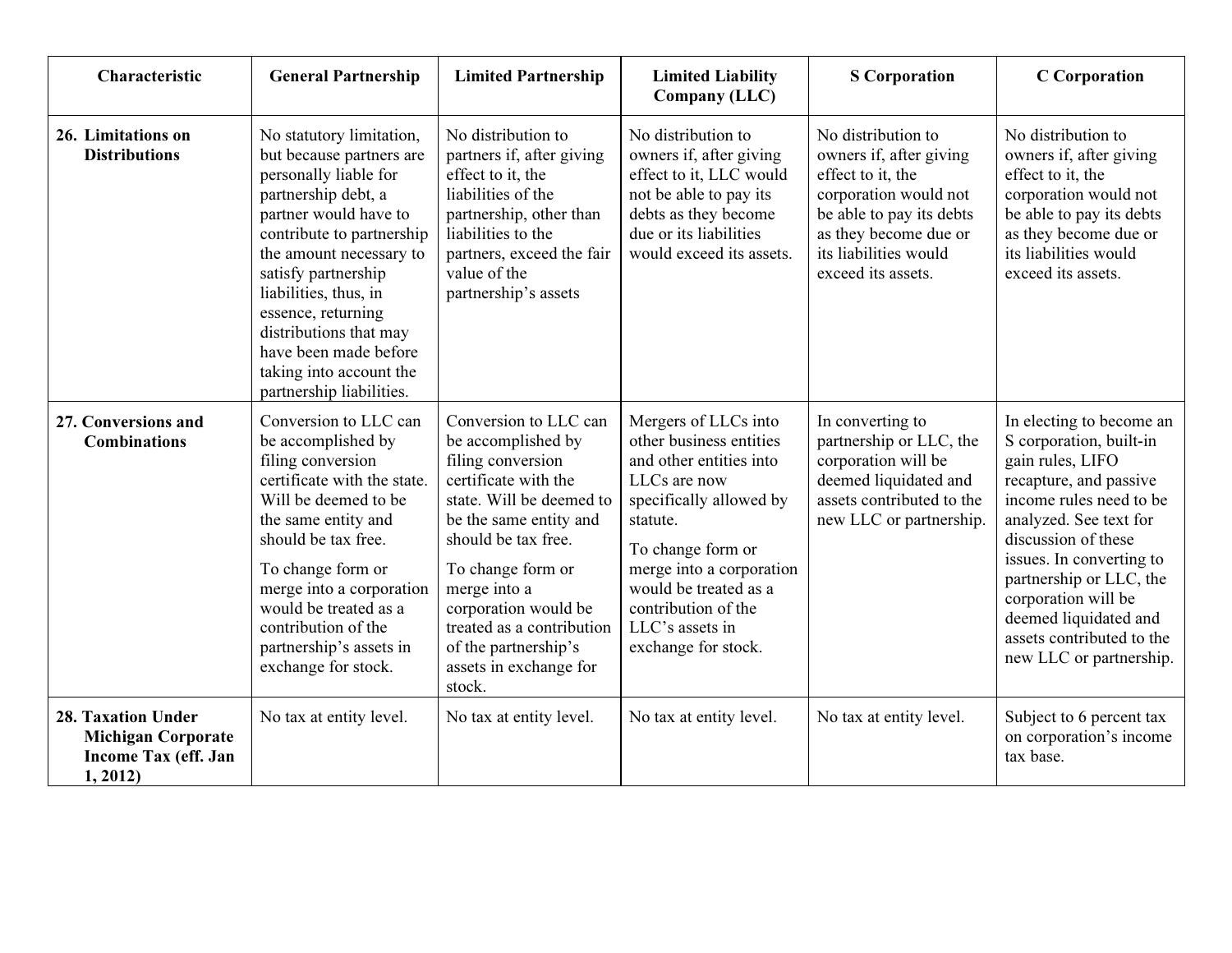| Characteristic | General Partnership | Limited Partnership | Limited Liability Company (LLC) | S Corporation | C Corporation |
|---|---|---|---|---|---|
| **26. Limitations on Distributions** | No statutory limitation, but because partners are personally liable for partnership debt, a partner would have to contribute to partnership the amount necessary to satisfy partnership liabilities, thus, in essence, returning distributions that may have been made before taking into account the partnership liabilities. | No distribution to partners if, after giving effect to it, the liabilities of the partnership, other than liabilities to the partners, exceed the fair value of the partnership's assets | No distribution to owners if, after giving effect to it, LLC would not be able to pay its debts as they become due or its liabilities would exceed its assets. | No distribution to owners if, after giving effect to it, the corporation would not be able to pay its debts as they become due or its liabilities would exceed its assets. | No distribution to owners if, after giving effect to it, the corporation would not be able to pay its debts as they become due or its liabilities would exceed its assets. |
| **27. Conversions and Combinations** | Conversion to LLC can be accomplished by filing conversion certificate with the state. Will be deemed to be the same entity and should be tax free. To change form or merge into a corporation would be treated as a contribution of the partnership's assets in exchange for stock. | Conversion to LLC can be accomplished by filing conversion certificate with the state. Will be deemed to be the same entity and should be tax free. To change form or merge into a corporation would be treated as a contribution of the partnership's assets in exchange for stock. | Mergers of LLCs into other business entities and other entities into LLCs are now specifically allowed by statute. To change form or merge into a corporation would be treated as a contribution of the LLC's assets in exchange for stock. | In converting to partnership or LLC, the corporation will be deemed liquidated and assets contributed to the new LLC or partnership. | In electing to become an S corporation, built-in gain rules, LIFO recapture, and passive income rules need to be analyzed. See text for discussion of these issues. In converting to partnership or LLC, the corporation will be deemed liquidated and assets contributed to the new LLC or partnership. |
| **28. Taxation Under Michigan Corporate Income Tax (eff. Jan 1, 2012)** | No tax at entity level. | No tax at entity level. | No tax at entity level. | No tax at entity level. | Subject to 6 percent tax on corporation's income tax base. |